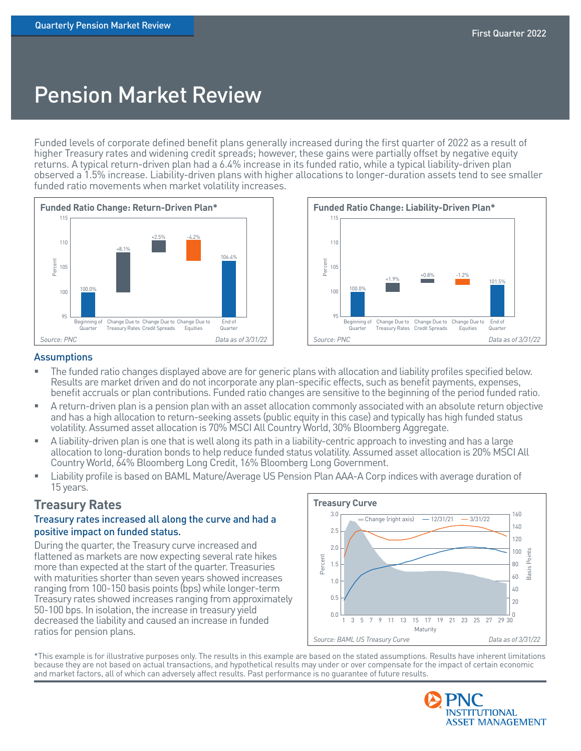# Pension Market Review

First Quarter 2022

Funded levels of corporate defined benefit plans generally increased during the first quarter of 2022 as a result of higher Treasury rates and widening credit spreads; however, these gains were partially offset by negative equity returns. A typical return-driven plan had a 6.4% increase in its funded ratio, while a typical liability-driven plan observed a 1.5% increase. Liability-driven plans with higher allocations to longer-duration assets tend to see smaller funded ratio movements when market volatility increases.

**Funded Ratio Change: Return-Driven Plan***

| Beginning of Quarter | Change Due to Treasury Rates | Change Due to Credit Spreads | Change Due to Equities | End of Quarter |
|---|---|---|---|---|
| 100.0% | +8.1% | +2.5% | -4.2% | 106.4% |

*Source: PNC* *Data as of 3/31/22*

**Funded Ratio Change: Liability-Driven Plan***

| Beginning of Quarter | Change Due to Treasury Rates | Change Due to Credit Spreads | Change Due to Equities | End of Quarter |
|---|---|---|---|---|
| 100.0% | +1.9% | +0.8% | -1.2% | 101.5% |

*Source: PNC* *Data as of 3/31/22*

## Assumptions

- The funded ratio changes displayed above are for generic plans with allocation and liability profiles specified below. Results are market driven and do not incorporate any plan-specific effects, such as benefit payments, expenses, benefit accruals or plan contributions. Funded ratio changes are sensitive to the beginning of the period funded ratio.
- A return-driven plan is a pension plan with an asset allocation commonly associated with an absolute return objective and has a high allocation to return-seeking assets (public equity in this case) and typically has high funded status volatility. Assumed asset allocation is 70% MSCI All Country World, 30% Bloomberg Aggregate.
- A liability-driven plan is one that is well along its path in a liability-centric approach to investing and has a large allocation to long-duration bonds to help reduce funded status volatility. Assumed asset allocation is 20% MSCI All Country World, 64% Bloomberg Long Credit, 16% Bloomberg Long Government.
- Liability profile is based on BAML Mature/Average US Pension Plan AAA-A Corp indices with average duration of 15 years.

## Treasury Rates

### Treasury rates increased all along the curve and had a positive impact on funded status.

During the quarter, the Treasury curve increased and flattened as markets are now expecting several rate hikes more than expected at the start of the quarter. Treasuries with maturities shorter than seven years showed increases ranging from 100-150 basis points (bps) while longer-term Treasury rates showed increases ranging from approximately 50-100 bps. In isolation, the increase in treasury yield decreased the liability and caused an increase in funded ratios for pension plans.

**Treasury Curve**

Legend: Change (right axis) — 12/31/21 — 3/31/22

*Source: BAML US Treasury Curve* *Data as of 3/31/22*

*This example is for illustrative purposes only. The results in this example are based on the stated assumptions. Results have inherent limitations because they are not based on actual transactions, and hypothetical results may under or over compensate for the impact of certain economic and market factors, all of which can adversely affect results. Past performance is no guarantee of future results.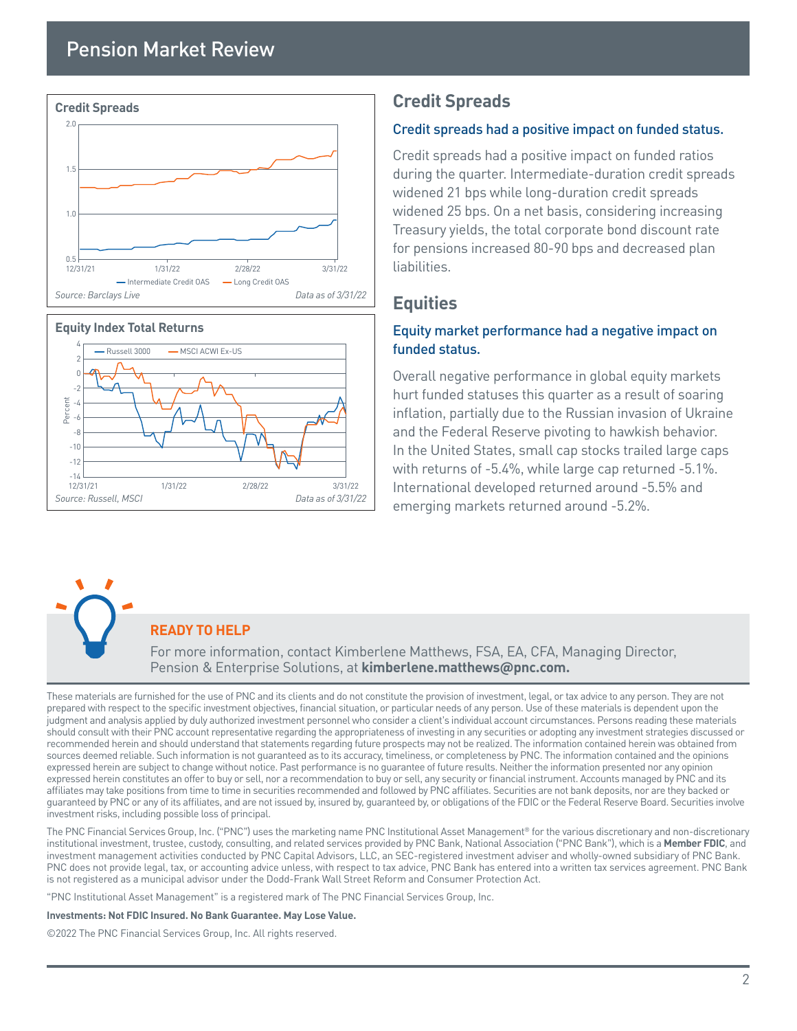# Pension Market Review

**Credit Spreads**

2.0
1.5
1.0
0.5
12/31/21
1/31/22
2/28/22
3/31/22
Intermediate Credit OAS
Long Credit OAS

*Source: Barclays Live* *Data as of 3/31/22*

**Equity Index Total Returns**

4
2
0
-2
-4
-6
-8
-10
-12
-14
Percent
Russell 3000
MSCI ACWI Ex-US
12/31/21
1/31/22
2/28/22
3/31/22

*Source: Russell, MSCI* *Data as of 3/31/22*

## Credit Spreads

### Credit spreads had a positive impact on funded status.

Credit spreads had a positive impact on funded ratios during the quarter. Intermediate-duration credit spreads widened 21 bps while long-duration credit spreads widened 25 bps. On a net basis, considering increasing Treasury yields, the total corporate bond discount rate for pensions increased 80-90 bps and decreased plan liabilities.

## Equities

### Equity market performance had a negative impact on funded status.

Overall negative performance in global equity markets hurt funded statuses this quarter as a result of soaring inflation, partially due to the Russian invasion of Ukraine and the Federal Reserve pivoting to hawkish behavior. In the United States, small cap stocks trailed large caps with returns of -5.4%, while large cap returned -5.1%. International developed returned around -5.5% and emerging markets returned around -5.2%.

**READY TO HELP**

For more information, contact Kimberlene Matthews, FSA, EA, CFA, Managing Director, Pension & Enterprise Solutions, at **kimberlene.matthews@pnc.com.**

These materials are furnished for the use of PNC and its clients and do not constitute the provision of investment, legal, or tax advice to any person. They are not prepared with respect to the specific investment objectives, financial situation, or particular needs of any person. Use of these materials is dependent upon the judgment and analysis applied by duly authorized investment personnel who consider a client's individual account circumstances. Persons reading these materials should consult with their PNC account representative regarding the appropriateness of investing in any securities or adopting any investment strategies discussed or recommended herein and should understand that statements regarding future prospects may not be realized. The information contained herein was obtained from sources deemed reliable. Such information is not guaranteed as to its accuracy, timeliness, or completeness by PNC. The information contained and the opinions expressed herein are subject to change without notice. Past performance is no guarantee of future results. Neither the information presented nor any opinion expressed herein constitutes an offer to buy or sell, nor a recommendation to buy or sell, any security or financial instrument. Accounts managed by PNC and its affiliates may take positions from time to time in securities recommended and followed by PNC affiliates. Securities are not bank deposits, nor are they backed or guaranteed by PNC or any of its affiliates, and are not issued by, insured by, guaranteed by, or obligations of the FDIC or the Federal Reserve Board. Securities involve investment risks, including possible loss of principal.

The PNC Financial Services Group, Inc. ("PNC") uses the marketing name PNC Institutional Asset Management® for the various discretionary and non-discretionary institutional investment, trustee, custody, consulting, and related services provided by PNC Bank, National Association ("PNC Bank"), which is a **Member FDIC**, and investment management activities conducted by PNC Capital Advisors, LLC, an SEC-registered investment adviser and wholly-owned subsidiary of PNC Bank. PNC does not provide legal, tax, or accounting advice unless, with respect to tax advice, PNC Bank has entered into a written tax services agreement. PNC Bank is not registered as a municipal advisor under the Dodd-Frank Wall Street Reform and Consumer Protection Act.

"PNC Institutional Asset Management" is a registered mark of The PNC Financial Services Group, Inc.

**Investments: Not FDIC Insured. No Bank Guarantee. May Lose Value.**

©2022 The PNC Financial Services Group, Inc. All rights reserved.